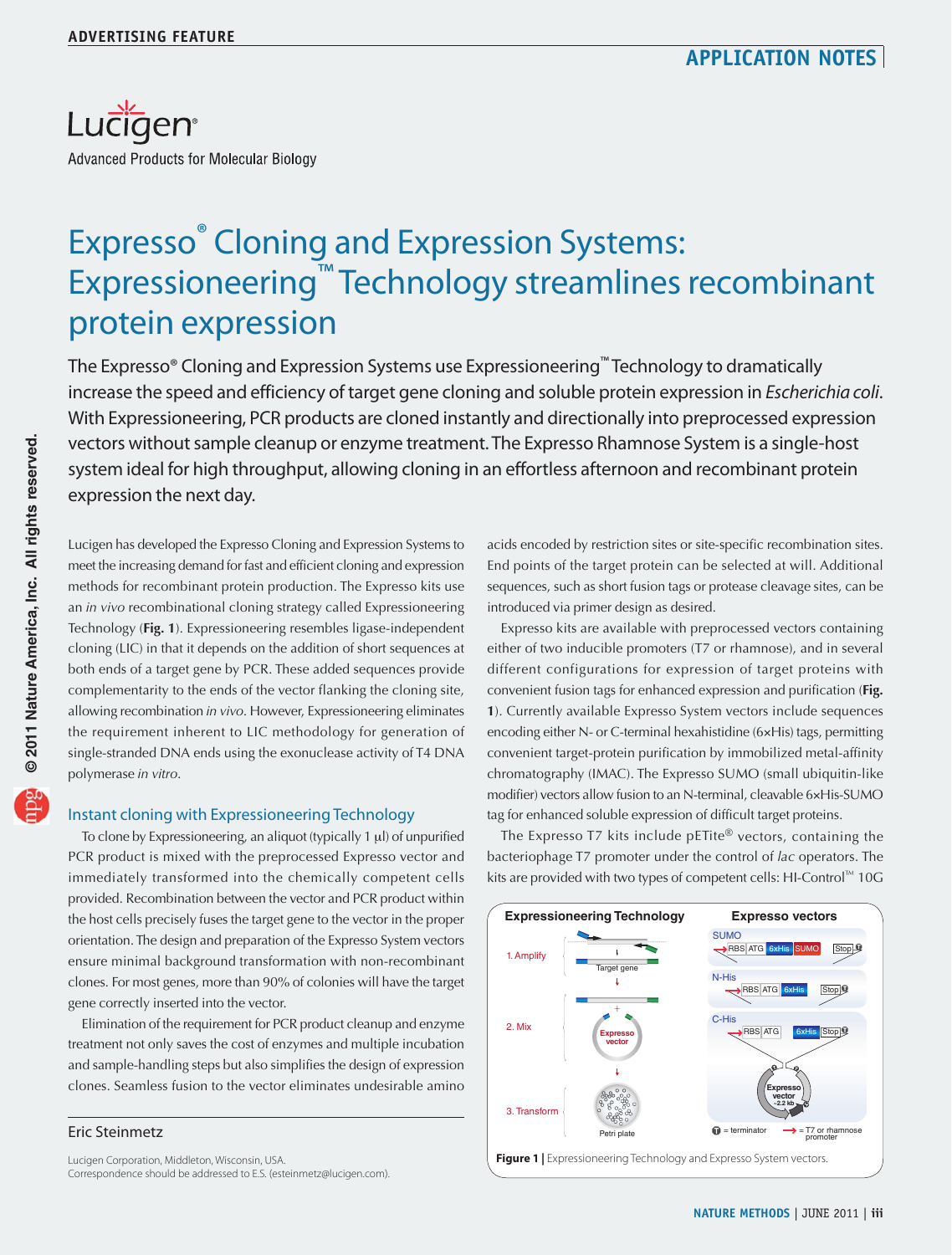ADVERTISING FEATURE

APPLICATION NOTES

Lucigen®

Advanced Products for Molecular Biology

# Expresso® Cloning and Expression Systems: Expressioneering™ Technology streamlines recombinant protein expression

The Expresso® Cloning and Expression Systems use Expressioneering™ Technology to dramatically increase the speed and efficiency of target gene cloning and soluble protein expression in *Escherichia coli*. With Expressioneering, PCR products are cloned instantly and directionally into preprocessed expression vectors without sample cleanup or enzyme treatment. The Expresso Rhamnose System is a single-host system ideal for high throughput, allowing cloning in an effortless afternoon and recombinant protein expression the next day.

Lucigen has developed the Expresso Cloning and Expression Systems to meet the increasing demand for fast and efficient cloning and expression methods for recombinant protein production. The Expresso kits use an *in vivo* recombinational cloning strategy called Expressioneering Technology (**Fig. 1**). Expressioneering resembles ligase-independent cloning (LIC) in that it depends on the addition of short sequences at both ends of a target gene by PCR. These added sequences provide complementarity to the ends of the vector flanking the cloning site, allowing recombination *in vivo*. However, Expressioneering eliminates the requirement inherent to LIC methodology for generation of single-stranded DNA ends using the exonuclease activity of T4 DNA polymerase *in vitro*.

## Instant cloning with Expressioneering Technology

To clone by Expressioneering, an aliquot (typically 1 μl) of unpurified PCR product is mixed with the preprocessed Expresso vector and immediately transformed into the chemically competent cells provided. Recombination between the vector and PCR product within the host cells precisely fuses the target gene to the vector in the proper orientation. The design and preparation of the Expresso System vectors ensure minimal background transformation with non-recombinant clones. For most genes, more than 90% of colonies will have the target gene correctly inserted into the vector.

Elimination of the requirement for PCR product cleanup and enzyme treatment not only saves the cost of enzymes and multiple incubation and sample-handling steps but also simplifies the design of expression clones. Seamless fusion to the vector eliminates undesirable amino acids encoded by restriction sites or site-specific recombination sites. End points of the target protein can be selected at will. Additional sequences, such as short fusion tags or protease cleavage sites, can be introduced via primer design as desired.

Expresso kits are available with preprocessed vectors containing either of two inducible promoters (T7 or rhamnose), and in several different configurations for expression of target proteins with convenient fusion tags for enhanced expression and purification (**Fig. 1**). Currently available Expresso System vectors include sequences encoding either N- or C-terminal hexahistidine (6×His) tags, permitting convenient target-protein purification by immobilized metal-affinity chromatography (IMAC). The Expresso SUMO (small ubiquitin-like modifier) vectors allow fusion to an N-terminal, cleavable 6×His-SUMO tag for enhanced soluble expression of difficult target proteins.

The Expresso T7 kits include pETite® vectors, containing the bacteriophage T7 promoter under the control of *lac* operators. The kits are provided with two types of competent cells: HI-Control™ 10G

Figure 1 | Expressioneering Technology and Expresso System vectors.

Eric Steinmetz

Lucigen Corporation, Middleton, Wisconsin, USA.
Correspondence should be addressed to E.S. (esteinmetz@lucigen.com).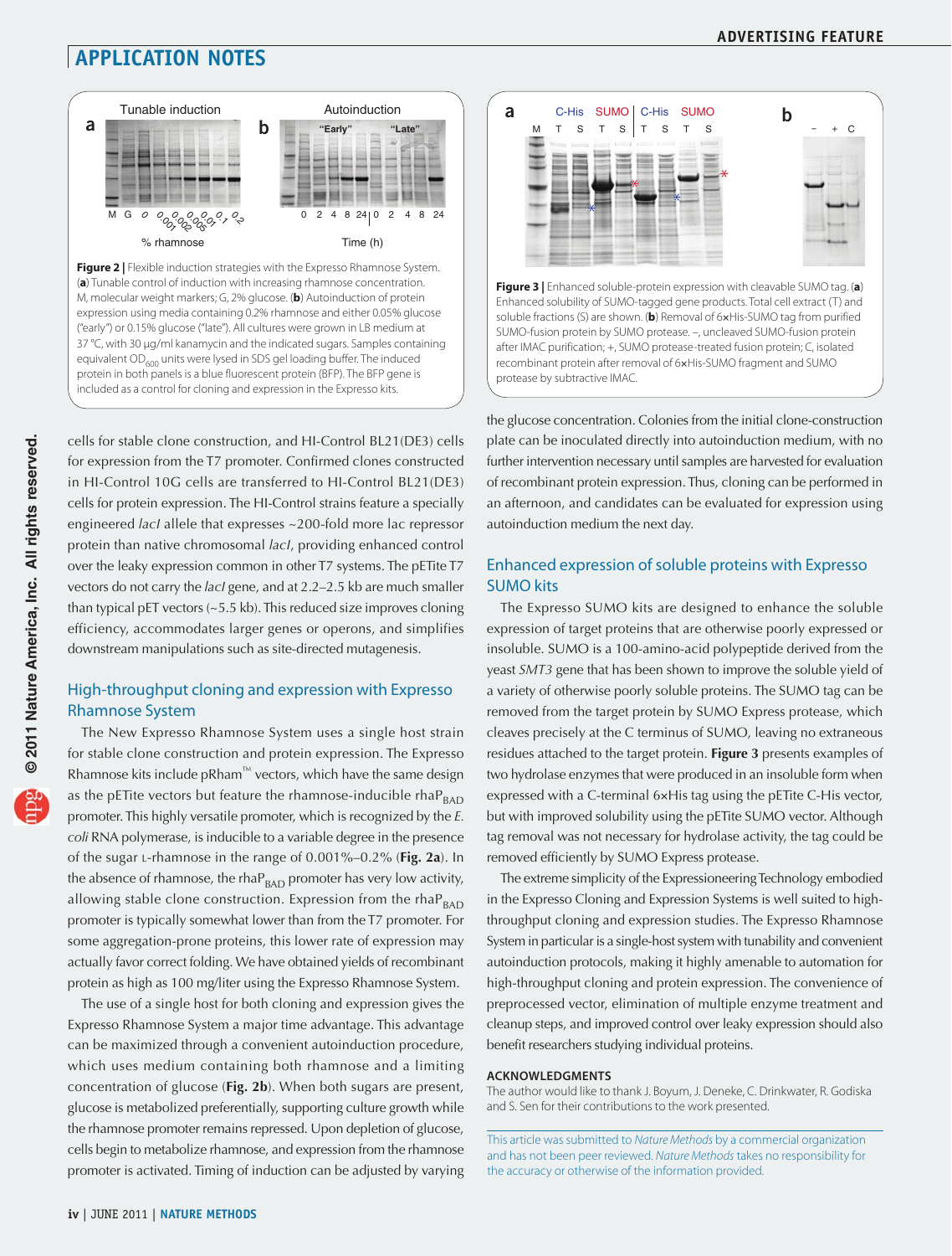## APPLICATION NOTES

Tunable induction

a

M G 0 0.001 0.002 0.005 0.01 0.1 0.2

% rhamnose

Autoinduction

b

"Early" "Late"

0 2 4 8 24 | 0 2 4 8 24

Time (h)

**Figure 2 |** Flexible induction strategies with the Expresso Rhamnose System. (**a**) Tunable control of induction with increasing rhamnose concentration. M, molecular weight markers; G, 2% glucose. (**b**) Autoinduction of protein expression using media containing 0.2% rhamnose and either 0.05% glucose ("early") or 0.15% glucose ("late"). All cultures were grown in LB medium at 37 °C, with 30 μg/ml kanamycin and the indicated sugars. Samples containing equivalent $OD_{600}$ units were lysed in SDS gel loading buffer. The induced protein in both panels is a blue fluorescent protein (BFP). The BFP gene is included as a control for cloning and expression in the Expresso kits.

a

C-His SUMO | C-His SUMO

M T S T S | T S T S

b

– + C

**Figure 3 |** Enhanced soluble-protein expression with cleavable SUMO tag. (**a**) Enhanced solubility of SUMO-tagged gene products. Total cell extract (T) and soluble fractions (S) are shown. (**b**) Removal of 6×His-SUMO tag from purified SUMO-fusion protein by SUMO protease. –, uncleaved SUMO-fusion protein after IMAC purification; +, SUMO protease-treated fusion protein; C, isolated recombinant protein after removal of 6×His-SUMO fragment and SUMO protease by subtractive IMAC.

cells for stable clone construction, and HI-Control BL21(DE3) cells for expression from the T7 promoter. Confirmed clones constructed in HI-Control 10G cells are transferred to HI-Control BL21(DE3) cells for protein expression. The HI-Control strains feature a specially engineered *lacI* allele that expresses ~200-fold more lac repressor protein than native chromosomal *lacI*, providing enhanced control over the leaky expression common in other T7 systems. The pETite T7 vectors do not carry the *lacI* gene, and at 2.2–2.5 kb are much smaller than typical pET vectors (~5.5 kb). This reduced size improves cloning efficiency, accommodates larger genes or operons, and simplifies downstream manipulations such as site-directed mutagenesis.

### High-throughput cloning and expression with Expresso Rhamnose System

The New Expresso Rhamnose System uses a single host strain for stable clone construction and protein expression. The Expresso Rhamnose kits include pRham™ vectors, which have the same design as the pETite vectors but feature the rhamnose-inducible rha$P_{BAD}$ promoter. This highly versatile promoter, which is recognized by the *E. coli* RNA polymerase, is inducible to a variable degree in the presence of the sugar L-rhamnose in the range of 0.001%–0.2% (**Fig. 2a**). In the absence of rhamnose, the rha$P_{BAD}$ promoter has very low activity, allowing stable clone construction. Expression from the rha$P_{BAD}$ promoter is typically somewhat lower than from the T7 promoter. For some aggregation-prone proteins, this lower rate of expression may actually favor correct folding. We have obtained yields of recombinant protein as high as 100 mg/liter using the Expresso Rhamnose System.

The use of a single host for both cloning and expression gives the Expresso Rhamnose System a major time advantage. This advantage can be maximized through a convenient autoinduction procedure, which uses medium containing both rhamnose and a limiting concentration of glucose (**Fig. 2b**). When both sugars are present, glucose is metabolized preferentially, supporting culture growth while the rhamnose promoter remains repressed. Upon depletion of glucose, cells begin to metabolize rhamnose, and expression from the rhamnose promoter is activated. Timing of induction can be adjusted by varying the glucose concentration. Colonies from the initial clone-construction plate can be inoculated directly into autoinduction medium, with no further intervention necessary until samples are harvested for evaluation of recombinant protein expression. Thus, cloning can be performed in an afternoon, and candidates can be evaluated for expression using autoinduction medium the next day.

### Enhanced expression of soluble proteins with Expresso SUMO kits

The Expresso SUMO kits are designed to enhance the soluble expression of target proteins that are otherwise poorly expressed or insoluble. SUMO is a 100-amino-acid polypeptide derived from the yeast *SMT3* gene that has been shown to improve the soluble yield of a variety of otherwise poorly soluble proteins. The SUMO tag can be removed from the target protein by SUMO Express protease, which cleaves precisely at the C terminus of SUMO, leaving no extraneous residues attached to the target protein. **Figure 3** presents examples of two hydrolase enzymes that were produced in an insoluble form when expressed with a C-terminal 6×His tag using the pETite C-His vector, but with improved solubility using the pETite SUMO vector. Although tag removal was not necessary for hydrolase activity, the tag could be removed efficiently by SUMO Express protease.

The extreme simplicity of the Expressioneering Technology embodied in the Expresso Cloning and Expression Systems is well suited to high-throughput cloning and expression studies. The Expresso Rhamnose System in particular is a single-host system with tunability and convenient autoinduction protocols, making it highly amenable to automation for high-throughput cloning and protein expression. The convenience of preprocessed vector, elimination of multiple enzyme treatment and cleanup steps, and improved control over leaky expression should also benefit researchers studying individual proteins.

#### ACKNOWLEDGMENTS

The author would like to thank J. Boyum, J. Deneke, C. Drinkwater, R. Godiska and S. Sen for their contributions to the work presented.

This article was submitted to *Nature Methods* by a commercial organization and has not been peer reviewed. *Nature Methods* takes no responsibility for the accuracy or otherwise of the information provided.